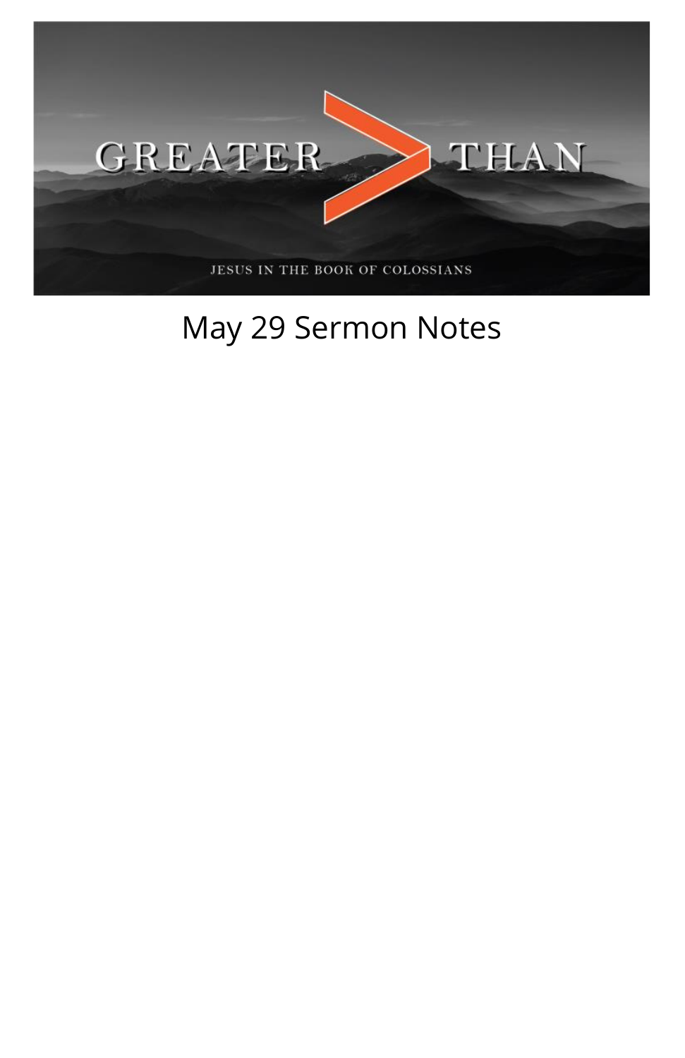GREATER > THAN

JESUS IN THE BOOK OF COLOSSIANS

May 29 Sermon Notes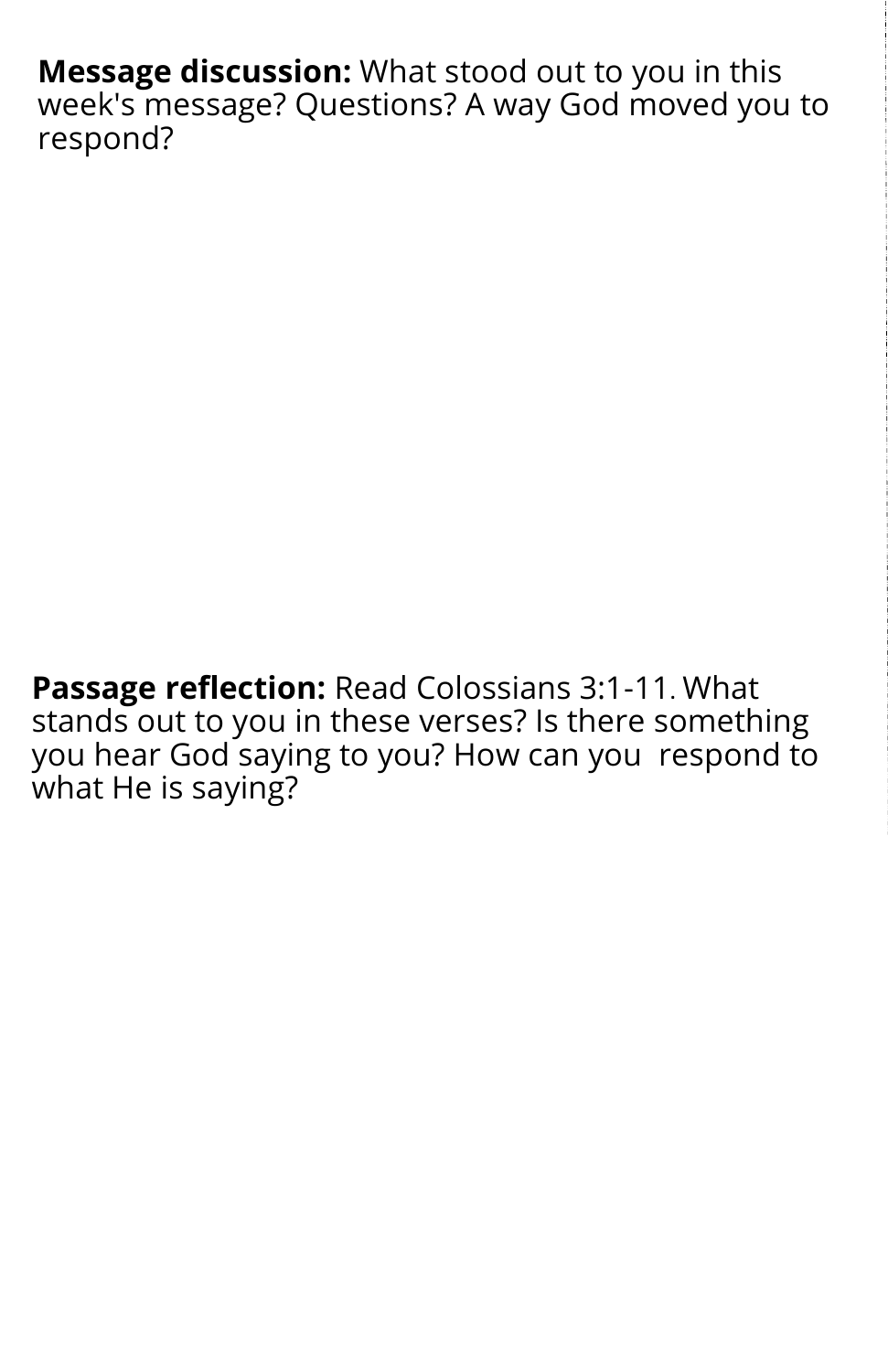**Message discussion:** What stood out to you in this week's message? Questions? A way God moved you to respond?

**Passage reflection:** Read Colossians 3:1-11. What stands out to you in these verses? Is there something you hear God saying to you? How can you respond to what He is saying?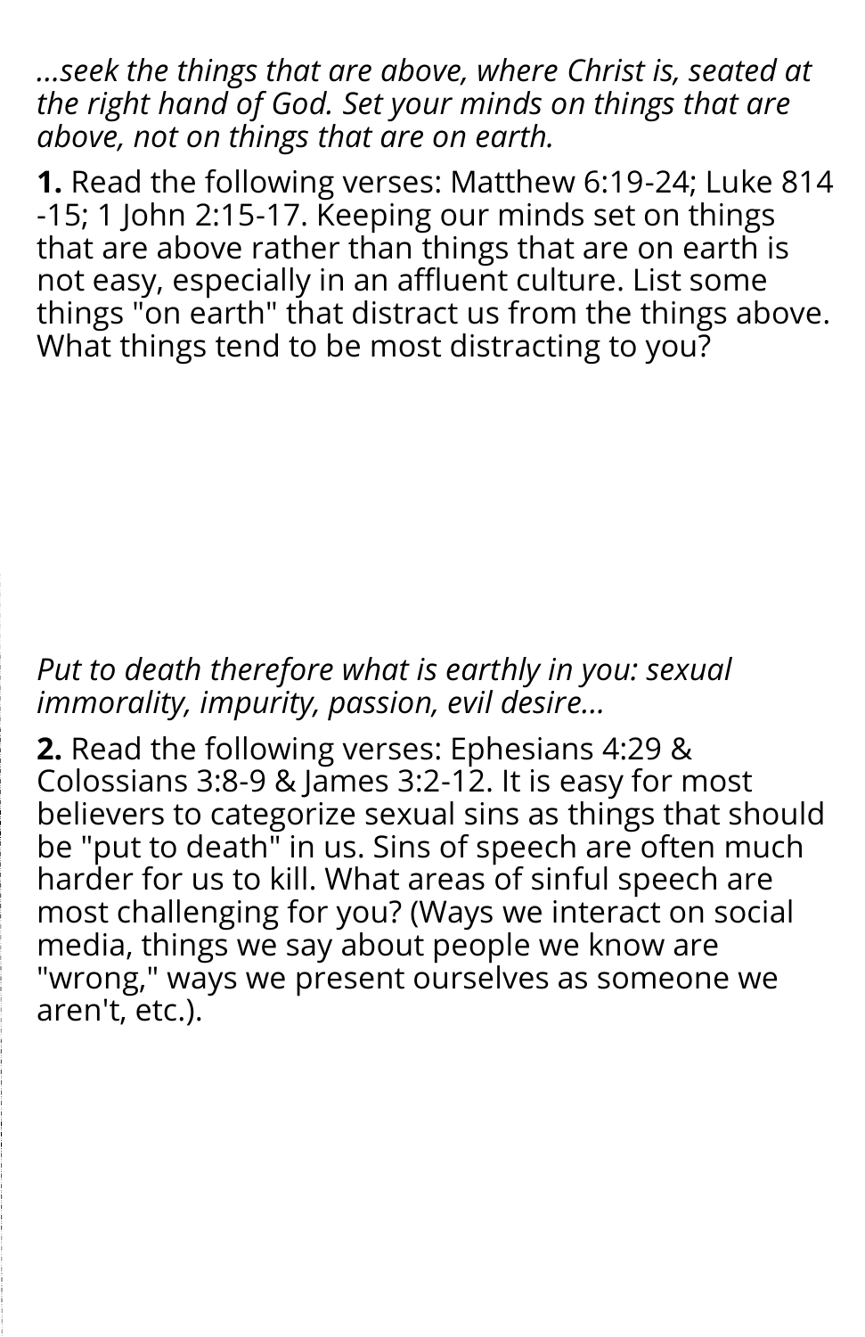*...seek the things that are above, where Christ is, seated at the right hand of God. Set your minds on things that are above, not on things that are on earth.*

**1.** Read the following verses: Matthew 6:19-24; Luke 814 -15; 1 John 2:15-17. Keeping our minds set on things that are above rather than things that are on earth is not easy, especially in an affluent culture. List some things "on earth" that distract us from the things above. What things tend to be most distracting to you?

*Put to death therefore what is earthly in you: sexual immorality, impurity, passion, evil desire...*

**2.** Read the following verses: Ephesians 4:29 & Colossians 3:8-9 & James 3:2-12. It is easy for most believers to categorize sexual sins as things that should be "put to death" in us. Sins of speech are often much harder for us to kill. What areas of sinful speech are most challenging for you? (Ways we interact on social media, things we say about people we know are "wrong," ways we present ourselves as someone we aren't, etc.).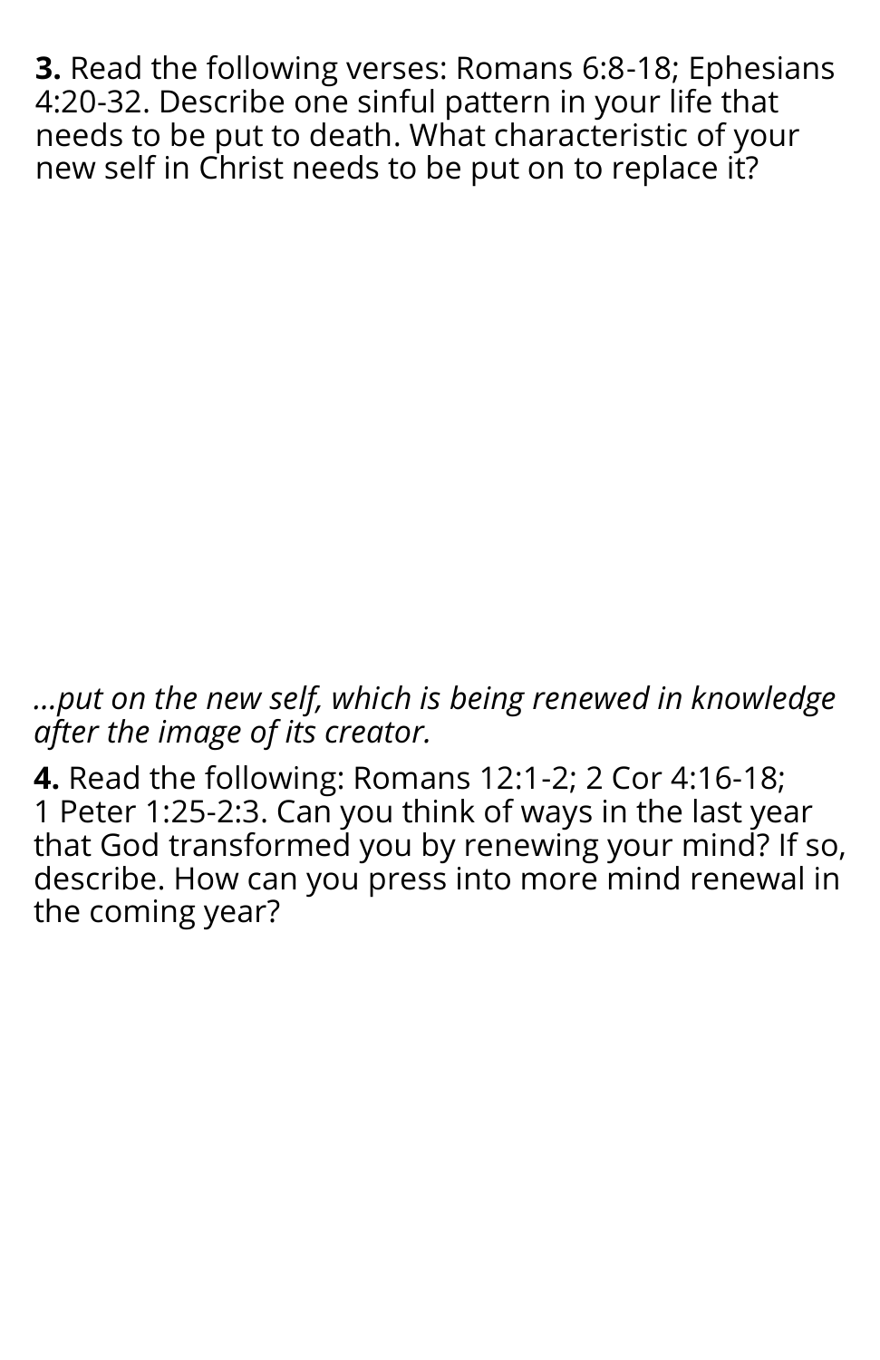**3.** Read the following verses: Romans 6:8-18; Ephesians 4:20-32. Describe one sinful pattern in your life that needs to be put to death. What characteristic of your new self in Christ needs to be put on to replace it?

*...put on the new self, which is being renewed in knowledge after the image of its creator.*

**4.** Read the following: Romans 12:1-2; 2 Cor 4:16-18; 1 Peter 1:25-2:3. Can you think of ways in the last year that God transformed you by renewing your mind? If so, describe. How can you press into more mind renewal in the coming year?